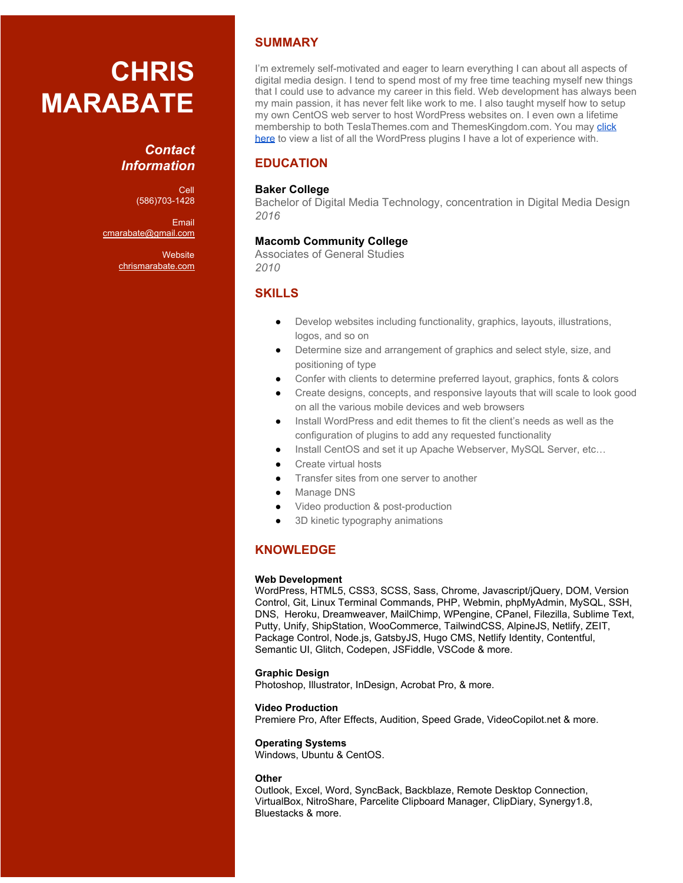# CHRIS MARABATE

### *Contact Information*

Cell
(586)703-1428

Email
cmarabate@gmail.com

Website
chrismarabate.com

## SUMMARY

I'm extremely self-motivated and eager to learn everything I can about all aspects of digital media design. I tend to spend most of my free time teaching myself new things that I could use to advance my career in this field. Web development has always been my main passion, it has never felt like work to me. I also taught myself how to setup my own CentOS web server to host WordPress websites on. I even own a lifetime membership to both TeslaThemes.com and ThemesKingdom.com. You may click here to view a list of all the WordPress plugins I have a lot of experience with.

## EDUCATION

**Baker College**
Bachelor of Digital Media Technology, concentration in Digital Media Design
*2016*

**Macomb Community College**
Associates of General Studies
*2010*

## SKILLS

- Develop websites including functionality, graphics, layouts, illustrations, logos, and so on
- Determine size and arrangement of graphics and select style, size, and positioning of type
- Confer with clients to determine preferred layout, graphics, fonts & colors
- Create designs, concepts, and responsive layouts that will scale to look good on all the various mobile devices and web browsers
- Install WordPress and edit themes to fit the client's needs as well as the configuration of plugins to add any requested functionality
- Install CentOS and set it up Apache Webserver, MySQL Server, etc…
- Create virtual hosts
- Transfer sites from one server to another
- Manage DNS
- Video production & post-production
- 3D kinetic typography animations

## KNOWLEDGE

**Web Development**
WordPress, HTML5, CSS3, SCSS, Sass, Chrome, Javascript/jQuery, DOM, Version Control, Git, Linux Terminal Commands, PHP, Webmin, phpMyAdmin, MySQL, SSH, DNS, Heroku, Dreamweaver, MailChimp, WPengine, CPanel, Filezilla, Sublime Text, Putty, Unify, ShipStation, WooCommerce, TailwindCSS, AlpineJS, Netlify, ZEIT, Package Control, Node.js, GatsbyJS, Hugo CMS, Netlify Identity, Contentful, Semantic UI, Glitch, Codepen, JSFiddle, VSCode & more.

**Graphic Design**
Photoshop, Illustrator, InDesign, Acrobat Pro, & more.

**Video Production**
Premiere Pro, After Effects, Audition, Speed Grade, VideoCopilot.net & more.

**Operating Systems**
Windows, Ubuntu & CentOS.

**Other**
Outlook, Excel, Word, SyncBack, Backblaze, Remote Desktop Connection, VirtualBox, NitroShare, Parcelite Clipboard Manager, ClipDiary, Synergy1.8, Bluestacks & more.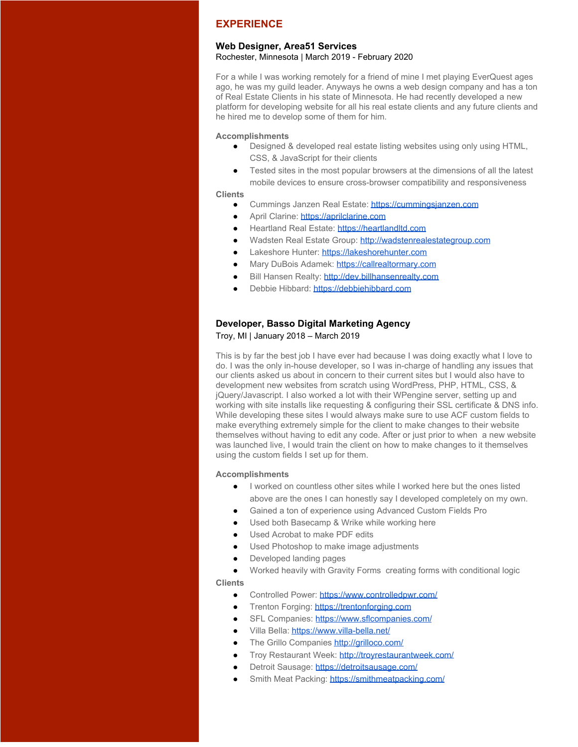## EXPERIENCE

### Web Designer, Area51 Services

Rochester, Minnesota | March 2019 - February 2020

For a while I was working remotely for a friend of mine I met playing EverQuest ages ago, he was my guild leader. Anyways he owns a web design company and has a ton of Real Estate Clients in his state of Minnesota. He had recently developed a new platform for developing website for all his real estate clients and any future clients and he hired me to develop some of them for him.

**Accomplishments**

- Designed & developed real estate listing websites using only using HTML, CSS, & JavaScript for their clients
- Tested sites in the most popular browsers at the dimensions of all the latest mobile devices to ensure cross-browser compatibility and responsiveness

**Clients**

- Cummings Janzen Real Estate: https://cummingsjanzen.com
- April Clarine: https://aprilclarine.com
- Heartland Real Estate: https://heartlandltd.com
- Wadsten Real Estate Group: http://wadstenrealestategroup.com
- Lakeshore Hunter: https://lakeshorehunter.com
- Mary DuBois Adamek: https://callrealtormary.com
- Bill Hansen Realty: http://dev.billhansenrealty.com
- Debbie Hibbard: https://debbiehibbard.com

### Developer, Basso Digital Marketing Agency

Troy, MI | January 2018 – March 2019

This is by far the best job I have ever had because I was doing exactly what I love to do. I was the only in-house developer, so I was in-charge of handling any issues that our clients asked us about in concern to their current sites but I would also have to development new websites from scratch using WordPress, PHP, HTML, CSS, & jQuery/Javascript. I also worked a lot with their WPengine server, setting up and working with site installs like requesting & configuring their SSL certificate & DNS info. While developing these sites I would always make sure to use ACF custom fields to make everything extremely simple for the client to make changes to their website themselves without having to edit any code. After or just prior to when a new website was launched live, I would train the client on how to make changes to it themselves using the custom fields I set up for them.

**Accomplishments**

- I worked on countless other sites while I worked here but the ones listed above are the ones I can honestly say I developed completely on my own.
- Gained a ton of experience using Advanced Custom Fields Pro
- Used both Basecamp & Wrike while working here
- Used Acrobat to make PDF edits
- Used Photoshop to make image adjustments
- Developed landing pages
- Worked heavily with Gravity Forms creating forms with conditional logic

**Clients**

- Controlled Power: https://www.controlledpwr.com/
- Trenton Forging: https://trentonforging.com
- SFL Companies: https://www.sflcompanies.com/
- Villa Bella: https://www.villa-bella.net/
- The Grillo Companies http://grilloco.com/
- Troy Restaurant Week: http://troyrestaurantweek.com/
- Detroit Sausage: https://detroitsausage.com/
- Smith Meat Packing: https://smithmeatpacking.com/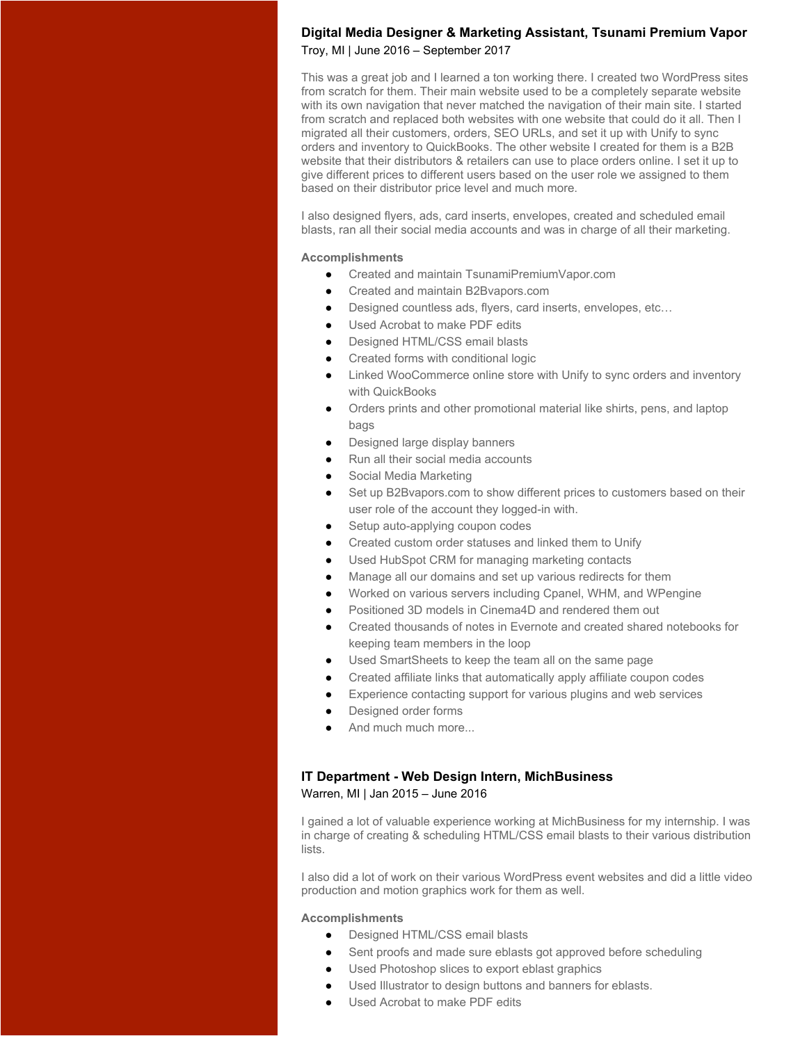### Digital Media Designer & Marketing Assistant, Tsunami Premium Vapor

Troy, MI | June 2016 – September 2017

This was a great job and I learned a ton working there. I created two WordPress sites from scratch for them. Their main website used to be a completely separate website with its own navigation that never matched the navigation of their main site. I started from scratch and replaced both websites with one website that could do it all. Then I migrated all their customers, orders, SEO URLs, and set it up with Unify to sync orders and inventory to QuickBooks. The other website I created for them is a B2B website that their distributors & retailers can use to place orders online. I set it up to give different prices to different users based on the user role we assigned to them based on their distributor price level and much more.

I also designed flyers, ads, card inserts, envelopes, created and scheduled email blasts, ran all their social media accounts and was in charge of all their marketing.

**Accomplishments**

- Created and maintain TsunamiPremiumVapor.com
- Created and maintain B2Bvapors.com
- Designed countless ads, flyers, card inserts, envelopes, etc…
- Used Acrobat to make PDF edits
- Designed HTML/CSS email blasts
- Created forms with conditional logic
- Linked WooCommerce online store with Unify to sync orders and inventory with QuickBooks
- Orders prints and other promotional material like shirts, pens, and laptop bags
- Designed large display banners
- Run all their social media accounts
- Social Media Marketing
- Set up B2Bvapors.com to show different prices to customers based on their user role of the account they logged-in with.
- Setup auto-applying coupon codes
- Created custom order statuses and linked them to Unify
- Used HubSpot CRM for managing marketing contacts
- Manage all our domains and set up various redirects for them
- Worked on various servers including Cpanel, WHM, and WPengine
- Positioned 3D models in Cinema4D and rendered them out
- Created thousands of notes in Evernote and created shared notebooks for keeping team members in the loop
- Used SmartSheets to keep the team all on the same page
- Created affiliate links that automatically apply affiliate coupon codes
- Experience contacting support for various plugins and web services
- Designed order forms
- And much much more...

### IT Department - Web Design Intern, MichBusiness

Warren, MI | Jan 2015 – June 2016

I gained a lot of valuable experience working at MichBusiness for my internship. I was in charge of creating & scheduling HTML/CSS email blasts to their various distribution lists.

I also did a lot of work on their various WordPress event websites and did a little video production and motion graphics work for them as well.

**Accomplishments**

- Designed HTML/CSS email blasts
- Sent proofs and made sure eblasts got approved before scheduling
- Used Photoshop slices to export eblast graphics
- Used Illustrator to design buttons and banners for eblasts.
- Used Acrobat to make PDF edits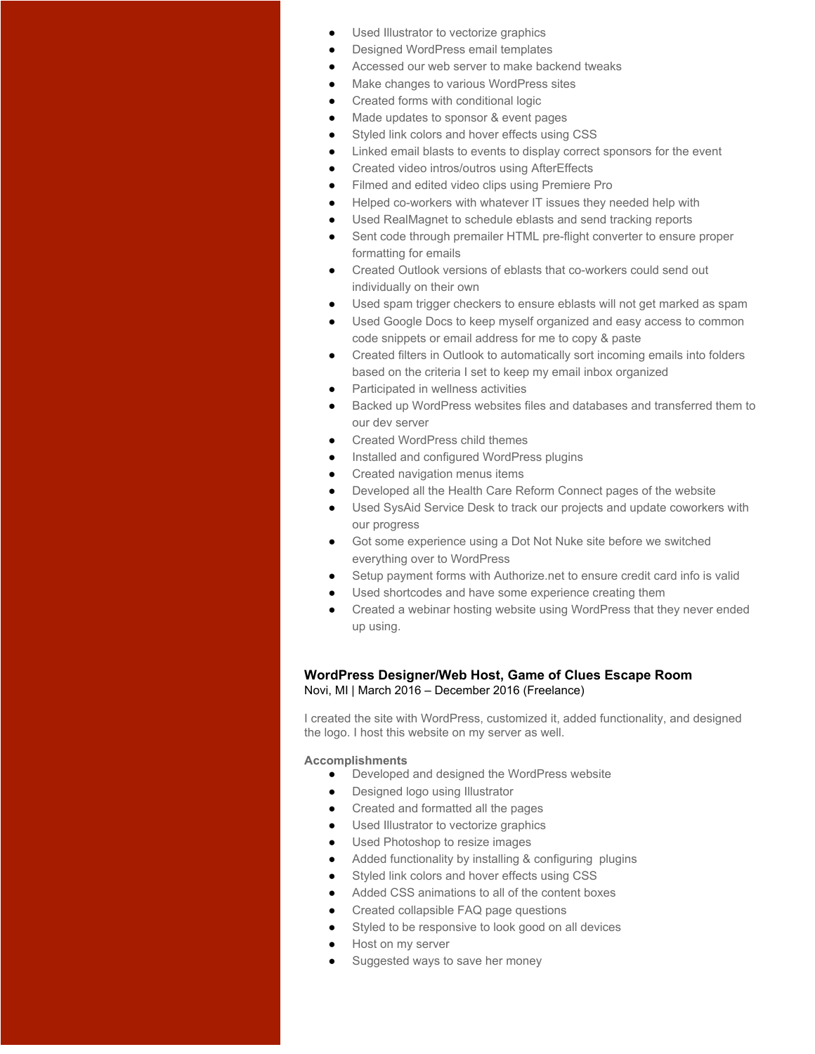- Used Illustrator to vectorize graphics
- Designed WordPress email templates
- Accessed our web server to make backend tweaks
- Make changes to various WordPress sites
- Created forms with conditional logic
- Made updates to sponsor & event pages
- Styled link colors and hover effects using CSS
- Linked email blasts to events to display correct sponsors for the event
- Created video intros/outros using AfterEffects
- Filmed and edited video clips using Premiere Pro
- Helped co-workers with whatever IT issues they needed help with
- Used RealMagnet to schedule eblasts and send tracking reports
- Sent code through premailer HTML pre-flight converter to ensure proper formatting for emails
- Created Outlook versions of eblasts that co-workers could send out individually on their own
- Used spam trigger checkers to ensure eblasts will not get marked as spam
- Used Google Docs to keep myself organized and easy access to common code snippets or email address for me to copy & paste
- Created filters in Outlook to automatically sort incoming emails into folders based on the criteria I set to keep my email inbox organized
- Participated in wellness activities
- Backed up WordPress websites files and databases and transferred them to our dev server
- Created WordPress child themes
- Installed and configured WordPress plugins
- Created navigation menus items
- Developed all the Health Care Reform Connect pages of the website
- Used SysAid Service Desk to track our projects and update coworkers with our progress
- Got some experience using a Dot Not Nuke site before we switched everything over to WordPress
- Setup payment forms with Authorize.net to ensure credit card info is valid
- Used shortcodes and have some experience creating them
- Created a webinar hosting website using WordPress that they never ended up using.

**WordPress Designer/Web Host, Game of Clues Escape Room**
Novi, MI | March 2016 – December 2016 (Freelance)

I created the site with WordPress, customized it, added functionality, and designed the logo. I host this website on my server as well.

**Accomplishments**

- Developed and designed the WordPress website
- Designed logo using Illustrator
- Created and formatted all the pages
- Used Illustrator to vectorize graphics
- Used Photoshop to resize images
- Added functionality by installing & configuring plugins
- Styled link colors and hover effects using CSS
- Added CSS animations to all of the content boxes
- Created collapsible FAQ page questions
- Styled to be responsive to look good on all devices
- Host on my server
- Suggested ways to save her money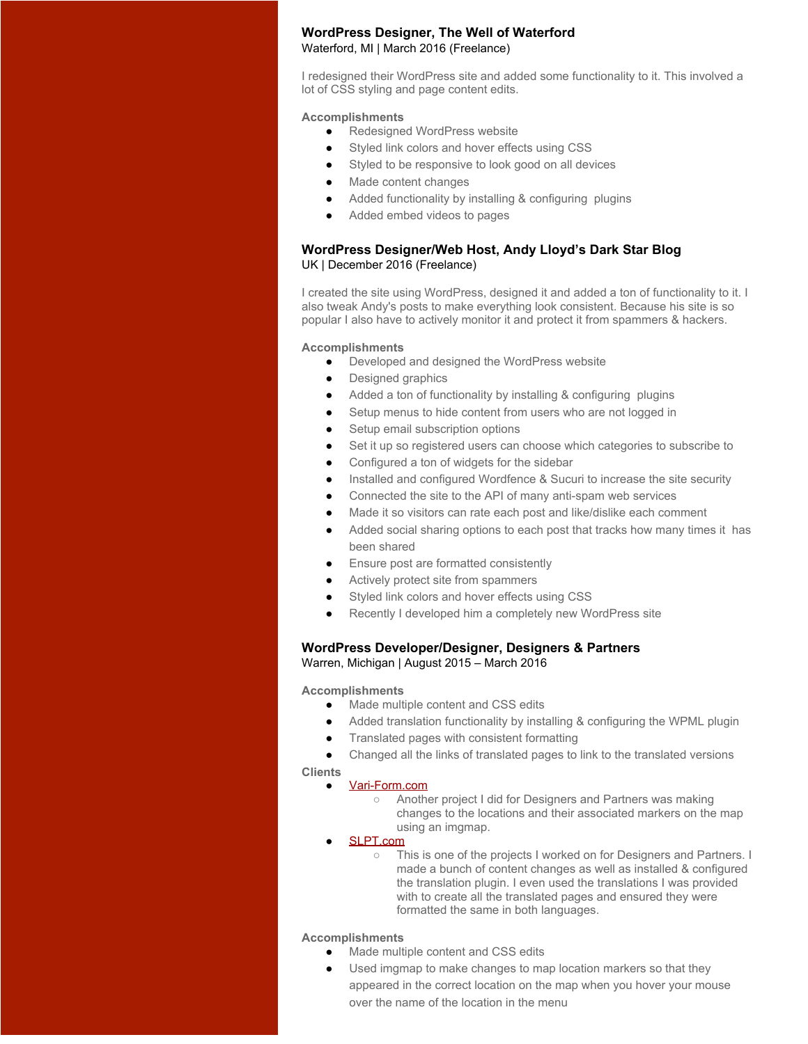### **WordPress Designer, The Well of Waterford**
Waterford, MI | March 2016 (Freelance)

I redesigned their WordPress site and added some functionality to it. This involved a lot of CSS styling and page content edits.

**Accomplishments**

- Redesigned WordPress website
- Styled link colors and hover effects using CSS
- Styled to be responsive to look good on all devices
- Made content changes
- Added functionality by installing & configuring plugins
- Added embed videos to pages

### **WordPress Designer/Web Host, Andy Lloyd's Dark Star Blog**
UK | December 2016 (Freelance)

I created the site using WordPress, designed it and added a ton of functionality to it. I also tweak Andy's posts to make everything look consistent. Because his site is so popular I also have to actively monitor it and protect it from spammers & hackers.

**Accomplishments**

- Developed and designed the WordPress website
- Designed graphics
- Added a ton of functionality by installing & configuring plugins
- Setup menus to hide content from users who are not logged in
- Setup email subscription options
- Set it up so registered users can choose which categories to subscribe to
- Configured a ton of widgets for the sidebar
- Installed and configured Wordfence & Sucuri to increase the site security
- Connected the site to the API of many anti-spam web services
- Made it so visitors can rate each post and like/dislike each comment
- Added social sharing options to each post that tracks how many times it has been shared
- Ensure post are formatted consistently
- Actively protect site from spammers
- Styled link colors and hover effects using CSS
- Recently I developed him a completely new WordPress site

### **WordPress Developer/Designer, Designers & Partners**
Warren, Michigan | August 2015 – March 2016

**Accomplishments**

- Made multiple content and CSS edits
- Added translation functionality by installing & configuring the WPML plugin
- Translated pages with consistent formatting
- Changed all the links of translated pages to link to the translated versions

**Clients**

- Vari-Form.com
  - Another project I did for Designers and Partners was making changes to the locations and their associated markers on the map using an imgmap.
- SLPT.com
  - This is one of the projects I worked on for Designers and Partners. I made a bunch of content changes as well as installed & configured the translation plugin. I even used the translations I was provided with to create all the translated pages and ensured they were formatted the same in both languages.

**Accomplishments**

- Made multiple content and CSS edits
- Used imgmap to make changes to map location markers so that they appeared in the correct location on the map when you hover your mouse over the name of the location in the menu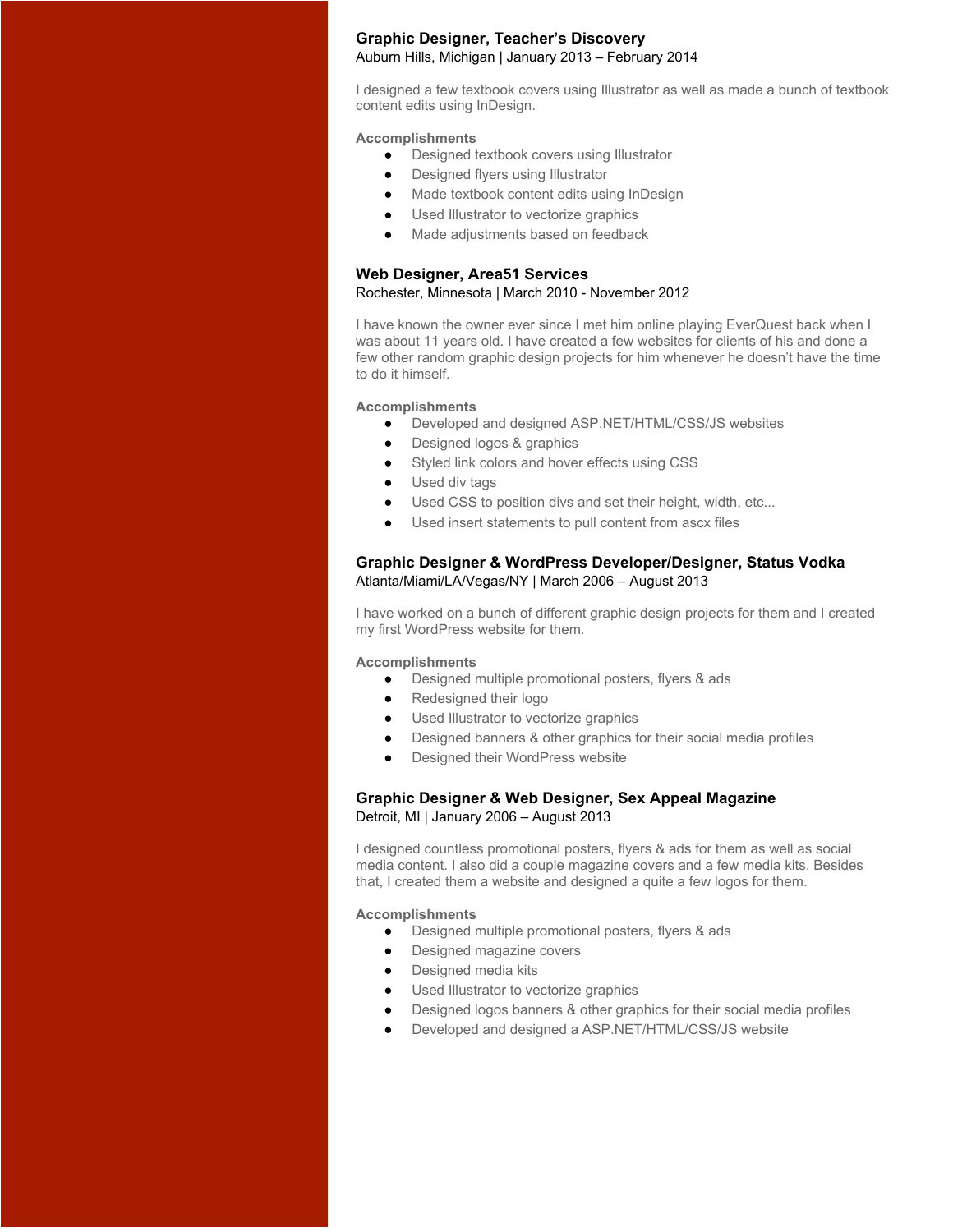### Graphic Designer, Teacher's Discovery
Auburn Hills, Michigan | January 2013 – February 2014

I designed a few textbook covers using Illustrator as well as made a bunch of textbook content edits using InDesign.

**Accomplishments**

- Designed textbook covers using Illustrator
- Designed flyers using Illustrator
- Made textbook content edits using InDesign
- Used Illustrator to vectorize graphics
- Made adjustments based on feedback

### Web Designer, Area51 Services
Rochester, Minnesota | March 2010 - November 2012

I have known the owner ever since I met him online playing EverQuest back when I was about 11 years old. I have created a few websites for clients of his and done a few other random graphic design projects for him whenever he doesn't have the time to do it himself.

**Accomplishments**

- Developed and designed ASP.NET/HTML/CSS/JS websites
- Designed logos & graphics
- Styled link colors and hover effects using CSS
- Used div tags
- Used CSS to position divs and set their height, width, etc...
- Used insert statements to pull content from ascx files

### Graphic Designer & WordPress Developer/Designer, Status Vodka
Atlanta/Miami/LA/Vegas/NY | March 2006 – August 2013

I have worked on a bunch of different graphic design projects for them and I created my first WordPress website for them.

**Accomplishments**

- Designed multiple promotional posters, flyers & ads
- Redesigned their logo
- Used Illustrator to vectorize graphics
- Designed banners & other graphics for their social media profiles
- Designed their WordPress website

### Graphic Designer & Web Designer, Sex Appeal Magazine
Detroit, MI | January 2006 – August 2013

I designed countless promotional posters, flyers & ads for them as well as social media content. I also did a couple magazine covers and a few media kits. Besides that, I created them a website and designed a quite a few logos for them.

**Accomplishments**

- Designed multiple promotional posters, flyers & ads
- Designed magazine covers
- Designed media kits
- Used Illustrator to vectorize graphics
- Designed logos banners & other graphics for their social media profiles
- Developed and designed a ASP.NET/HTML/CSS/JS website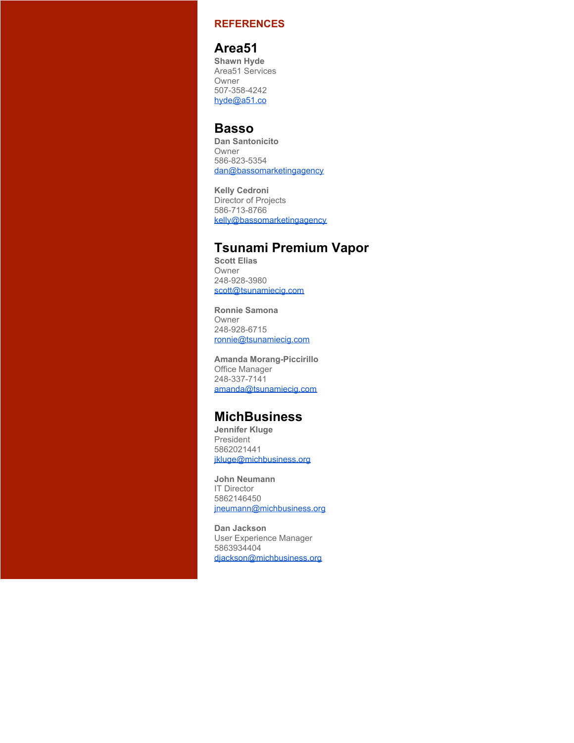## REFERENCES

### Area51

**Shawn Hyde**
Area51 Services
Owner
507-358-4242
hyde@a51.co

### Basso

**Dan Santonicito**
Owner
586-823-5354
dan@bassomarketingagency

**Kelly Cedroni**
Director of Projects
586-713-8766
kelly@bassomarketingagency

### Tsunami Premium Vapor

**Scott Elias**
Owner
248-928-3980
scott@tsunamiecig.com

**Ronnie Samona**
Owner
248-928-6715
ronnie@tsunamiecig.com

**Amanda Morang-Piccirillo**
Office Manager
248-337-7141
amanda@tsunamiecig.com

### MichBusiness

**Jennifer Kluge**
President
5862021441
jkluge@michbusiness.org

**John Neumann**
IT Director
5862146450
jneumann@michbusiness.org

**Dan Jackson**
User Experience Manager
5863934404
djackson@michbusiness.org